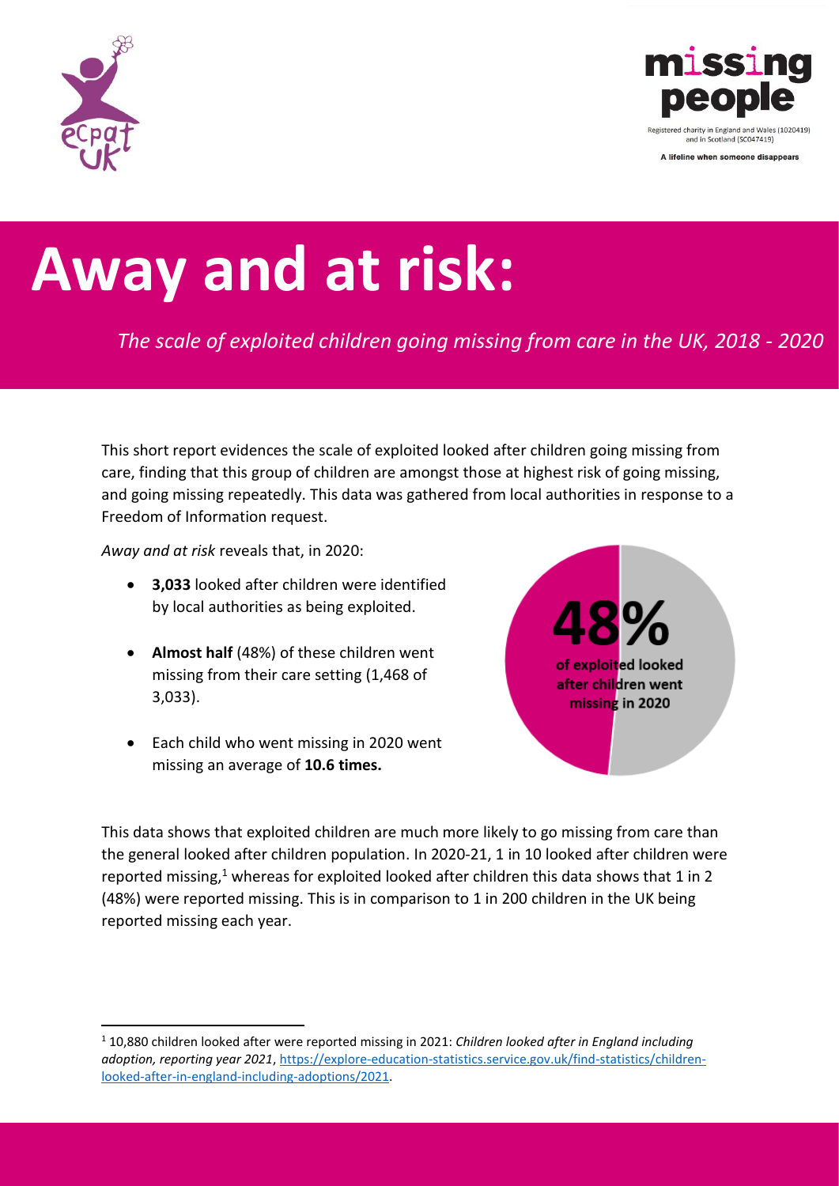# Away and at risk:

*The scale of exploited children going missing from care in the UK, 2018 - 2020*

This short report evidences the scale of exploited looked after children going missing from care, finding that this group of children are amongst those at highest risk of going missing, and going missing repeatedly. This data was gathered from local authorities in response to a Freedom of Information request.

*Away and at risk* reveals that, in 2020:

- **3,033** looked after children were identified by local authorities as being exploited.
- **Almost half** (48%) of these children went missing from their care setting (1,468 of 3,033).
- Each child who went missing in 2020 went missing an average of **10.6 times.**

**48%** of exploited looked after children went missing in 2020

This data shows that exploited children are much more likely to go missing from care than the general looked after children population. In 2020-21, 1 in 10 looked after children were reported missing,[1] whereas for exploited looked after children this data shows that 1 in 2 (48%) were reported missing. This is in comparison to 1 in 200 children in the UK being reported missing each year.

[1] 10,880 children looked after were reported missing in 2021: *Children looked after in England including adoption, reporting year 2021*, https://explore-education-statistics.service.gov.uk/find-statistics/children-looked-after-in-england-including-adoptions/2021.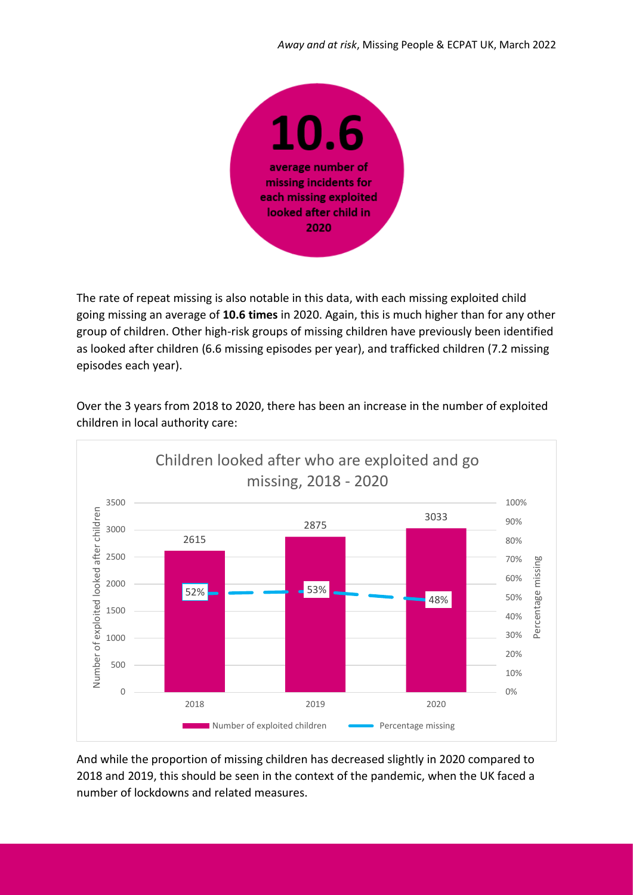**10.6**

**average number of missing incidents for each missing exploited looked after child in 2020**

The rate of repeat missing is also notable in this data, with each missing exploited child going missing an average of **10.6 times** in 2020. Again, this is much higher than for any other group of children. Other high-risk groups of missing children have previously been identified as looked after children (6.6 missing episodes per year), and trafficked children (7.2 missing episodes each year).

Over the 3 years from 2018 to 2020, there has been an increase in the number of exploited children in local authority care:

**Children looked after who are exploited and go missing, 2018 - 2020**

| Year | Number of exploited children | Percentage missing |
| --- | --- | --- |
| 2018 | 2615 | 52% |
| 2019 | 2875 | 53% |
| 2020 | 3033 | 48% |

And while the proportion of missing children has decreased slightly in 2020 compared to 2018 and 2019, this should be seen in the context of the pandemic, when the UK faced a number of lockdowns and related measures.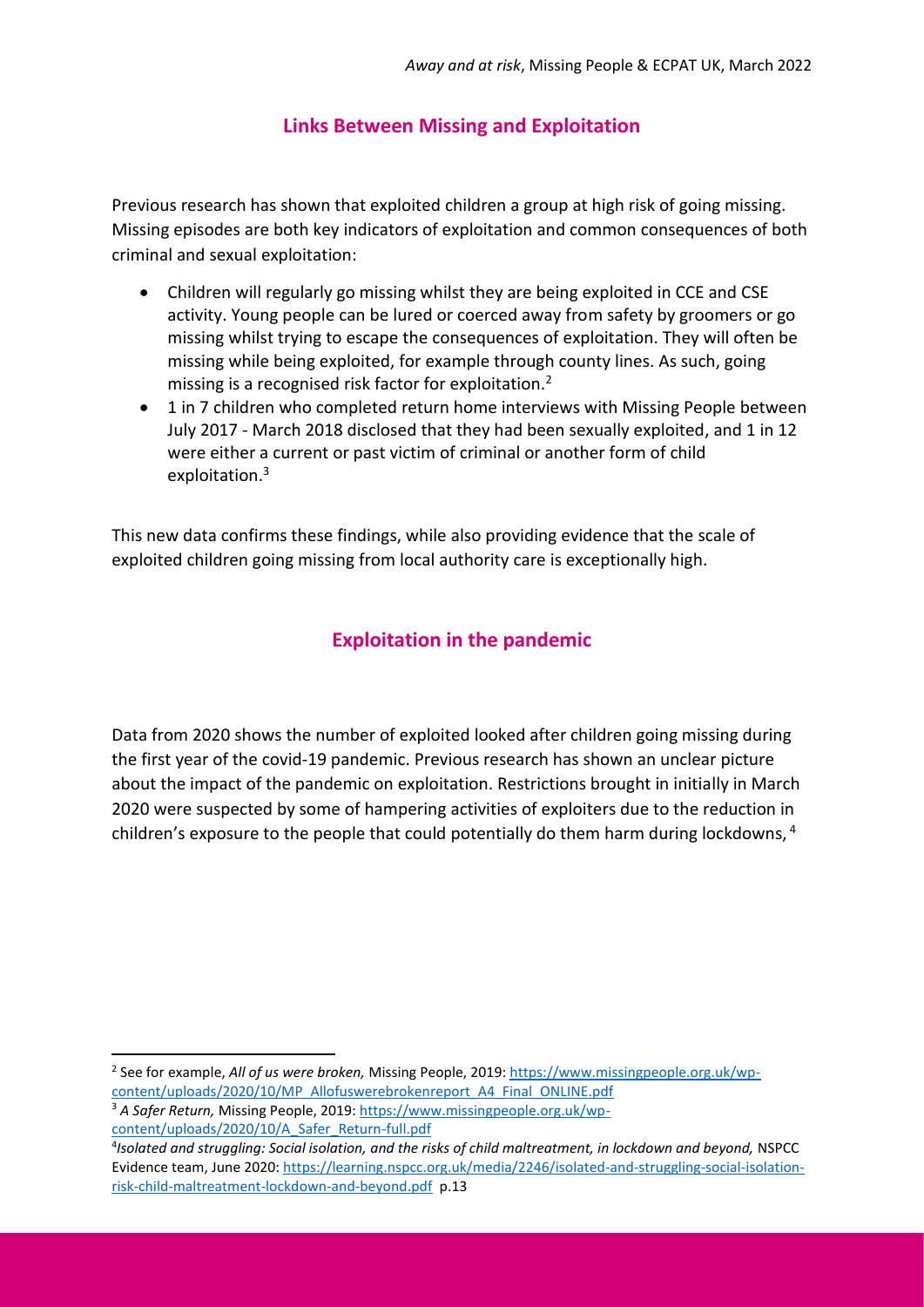## Links Between Missing and Exploitation

Previous research has shown that exploited children a group at high risk of going missing. Missing episodes are both key indicators of exploitation and common consequences of both criminal and sexual exploitation:

- Children will regularly go missing whilst they are being exploited in CCE and CSE activity. Young people can be lured or coerced away from safety by groomers or go missing whilst trying to escape the consequences of exploitation. They will often be missing while being exploited, for example through county lines. As such, going missing is a recognised risk factor for exploitation.[2]
- 1 in 7 children who completed return home interviews with Missing People between July 2017 - March 2018 disclosed that they had been sexually exploited, and 1 in 12 were either a current or past victim of criminal or another form of child exploitation.[3]

This new data confirms these findings, while also providing evidence that the scale of exploited children going missing from local authority care is exceptionally high.

## Exploitation in the pandemic

Data from 2020 shows the number of exploited looked after children going missing during the first year of the covid-19 pandemic. Previous research has shown an unclear picture about the impact of the pandemic on exploitation. Restrictions brought in initially in March 2020 were suspected by some of hampering activities of exploiters due to the reduction in children's exposure to the people that could potentially do them harm during lockdowns, [4]

---

[2] See for example, *All of us were broken,* Missing People, 2019: https://www.missingpeople.org.uk/wp-content/uploads/2020/10/MP_Allofuswerebrokenreport_A4_Final_ONLINE.pdf

[3] *A Safer Return,* Missing People, 2019: https://www.missingpeople.org.uk/wp-content/uploads/2020/10/A_Safer_Return-full.pdf

[4] *Isolated and struggling: Social isolation, and the risks of child maltreatment, in lockdown and beyond,* NSPCC Evidence team, June 2020: https://learning.nspcc.org.uk/media/2246/isolated-and-struggling-social-isolation-risk-child-maltreatment-lockdown-and-beyond.pdf p.13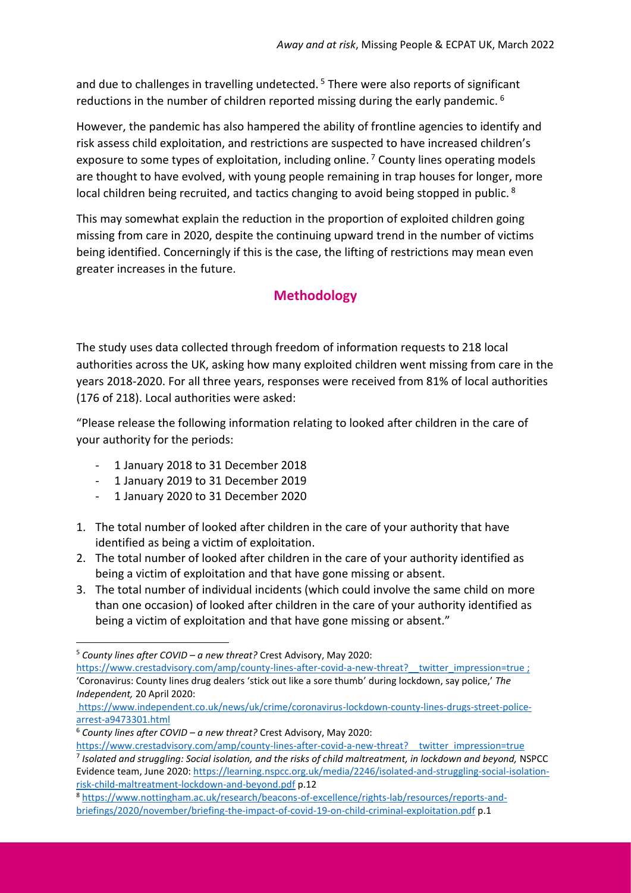and due to challenges in travelling undetected. [5] There were also reports of significant reductions in the number of children reported missing during the early pandemic. [6]

However, the pandemic has also hampered the ability of frontline agencies to identify and risk assess child exploitation, and restrictions are suspected to have increased children's exposure to some types of exploitation, including online. [7] County lines operating models are thought to have evolved, with young people remaining in trap houses for longer, more local children being recruited, and tactics changing to avoid being stopped in public. [8]

This may somewhat explain the reduction in the proportion of exploited children going missing from care in 2020, despite the continuing upward trend in the number of victims being identified. Concerningly if this is the case, the lifting of restrictions may mean even greater increases in the future.

## Methodology

The study uses data collected through freedom of information requests to 218 local authorities across the UK, asking how many exploited children went missing from care in the years 2018-2020. For all three years, responses were received from 81% of local authorities (176 of 218). Local authorities were asked:

"Please release the following information relating to looked after children in the care of your authority for the periods:

- 1 January 2018 to 31 December 2018
- 1 January 2019 to 31 December 2019
- 1 January 2020 to 31 December 2020

1. The total number of looked after children in the care of your authority that have identified as being a victim of exploitation.
2. The total number of looked after children in the care of your authority identified as being a victim of exploitation and that have gone missing or absent.
3. The total number of individual incidents (which could involve the same child on more than one occasion) of looked after children in the care of your authority identified as being a victim of exploitation and that have gone missing or absent."

---

[5] *County lines after COVID – a new threat?* Crest Advisory, May 2020: https://www.crestadvisory.com/amp/county-lines-after-covid-a-new-threat?__twitter_impression=true ; 'Coronavirus: County lines drug dealers 'stick out like a sore thumb' during lockdown, say police,' *The Independent,* 20 April 2020: https://www.independent.co.uk/news/uk/crime/coronavirus-lockdown-county-lines-drugs-street-police-arrest-a9473301.html

[6] *County lines after COVID – a new threat?* Crest Advisory, May 2020: https://www.crestadvisory.com/amp/county-lines-after-covid-a-new-threat?__twitter_impression=true

[7] *Isolated and struggling: Social isolation, and the risks of child maltreatment, in lockdown and beyond,* NSPCC Evidence team, June 2020: https://learning.nspcc.org.uk/media/2246/isolated-and-struggling-social-isolation-risk-child-maltreatment-lockdown-and-beyond.pdf p.12

[8] https://www.nottingham.ac.uk/research/beacons-of-excellence/rights-lab/resources/reports-and-briefings/2020/november/briefing-the-impact-of-covid-19-on-child-criminal-exploitation.pdf p.1